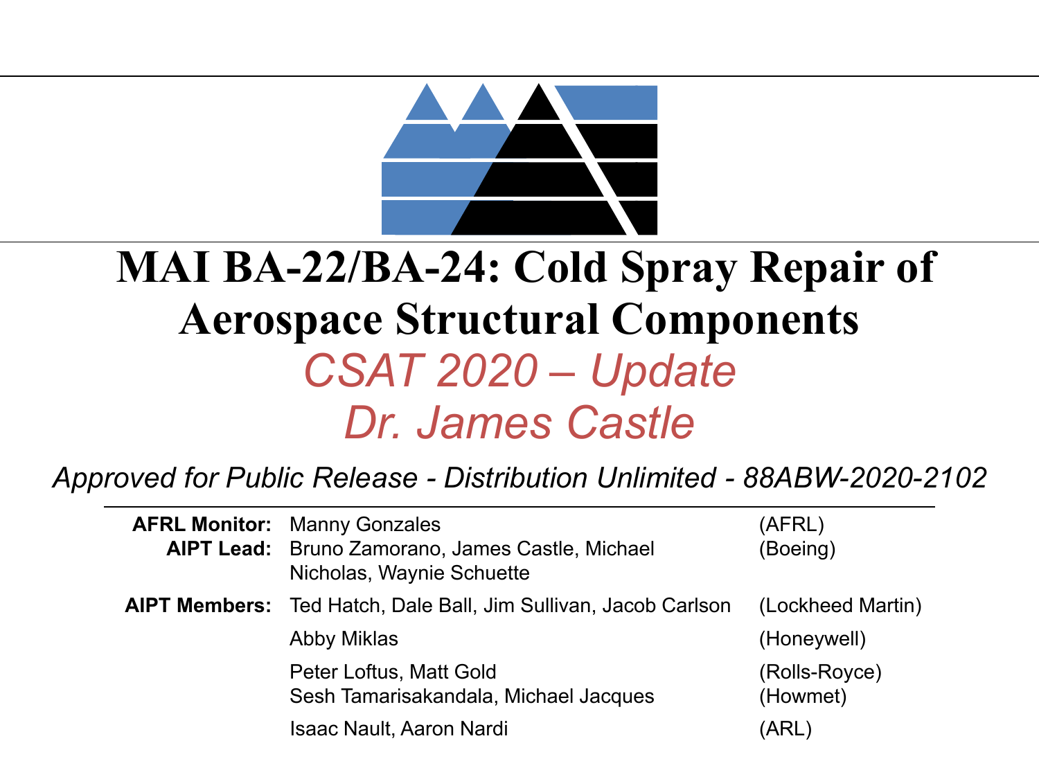# MAI BA-22/BA-24: Cold Spray Repair of Aerospace Structural Components

*CSAT 2020 – Update*

*Dr. James Castle*

*Approved for Public Release - Distribution Unlimited - 88ABW-2020-2102*

| | | |
|---|---|---|
| **AFRL Monitor:** | Manny Gonzales | (AFRL) |
| **AIPT Lead:** | Bruno Zamorano, James Castle, Michael Nicholas, Waynie Schuette | (Boeing) |
| **AIPT Members:** | Ted Hatch, Dale Ball, Jim Sullivan, Jacob Carlson | (Lockheed Martin) |
| | Abby Miklas | (Honeywell) |
| | Peter Loftus, Matt Gold | (Rolls-Royce) |
| | Sesh Tamarisakandala, Michael Jacques | (Howmet) |
| | Isaac Nault, Aaron Nardi | (ARL) |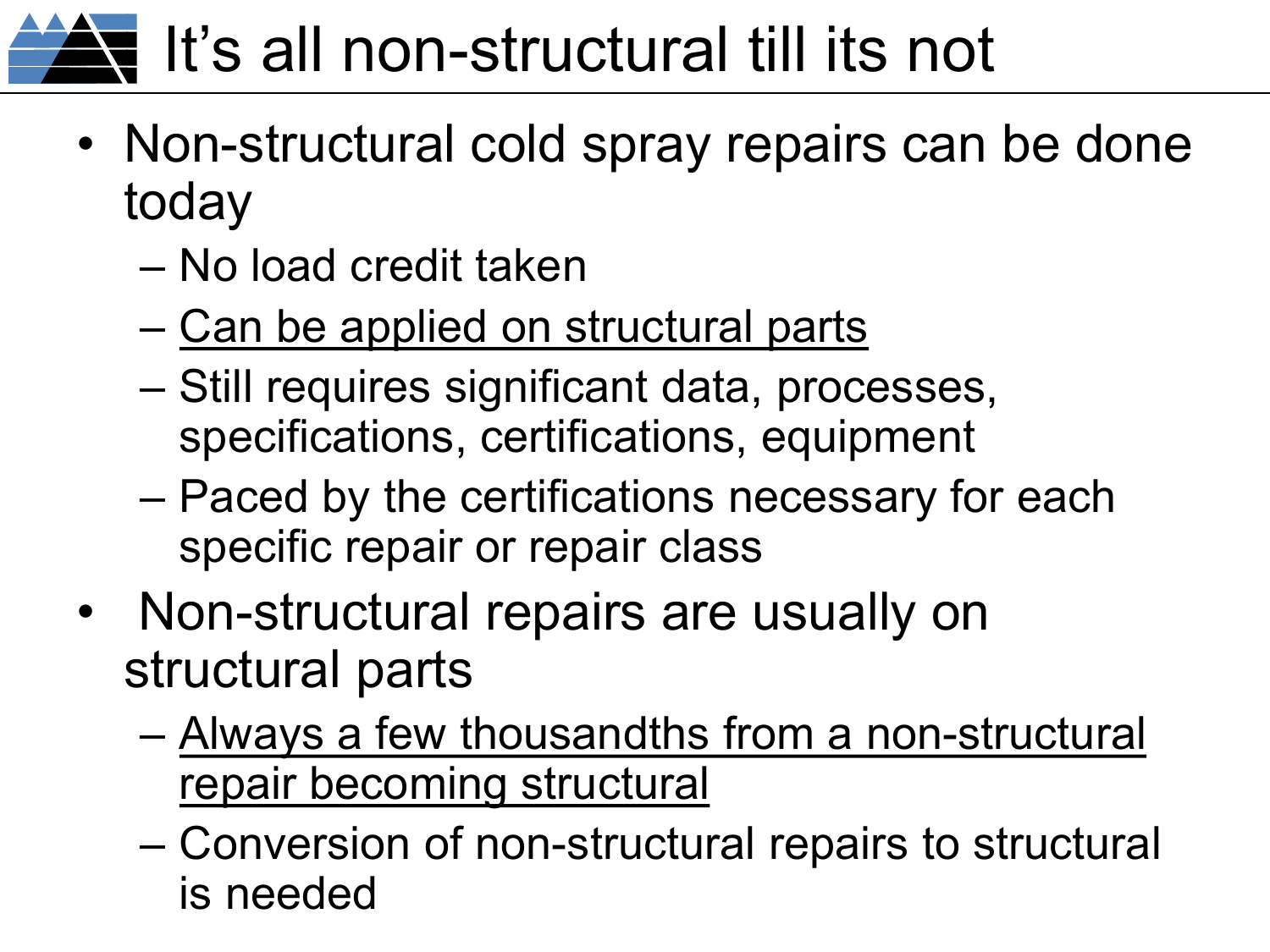# It's all non-structural till its not

- Non-structural cold spray repairs can be done today
  - No load credit taken
  - <u>Can be applied on structural parts</u>
  - Still requires significant data, processes, specifications, certifications, equipment
  - Paced by the certifications necessary for each specific repair or repair class
- Non-structural repairs are usually on structural parts
  - <u>Always a few thousandths from a non-structural repair becoming structural</u>
  - Conversion of non-structural repairs to structural is needed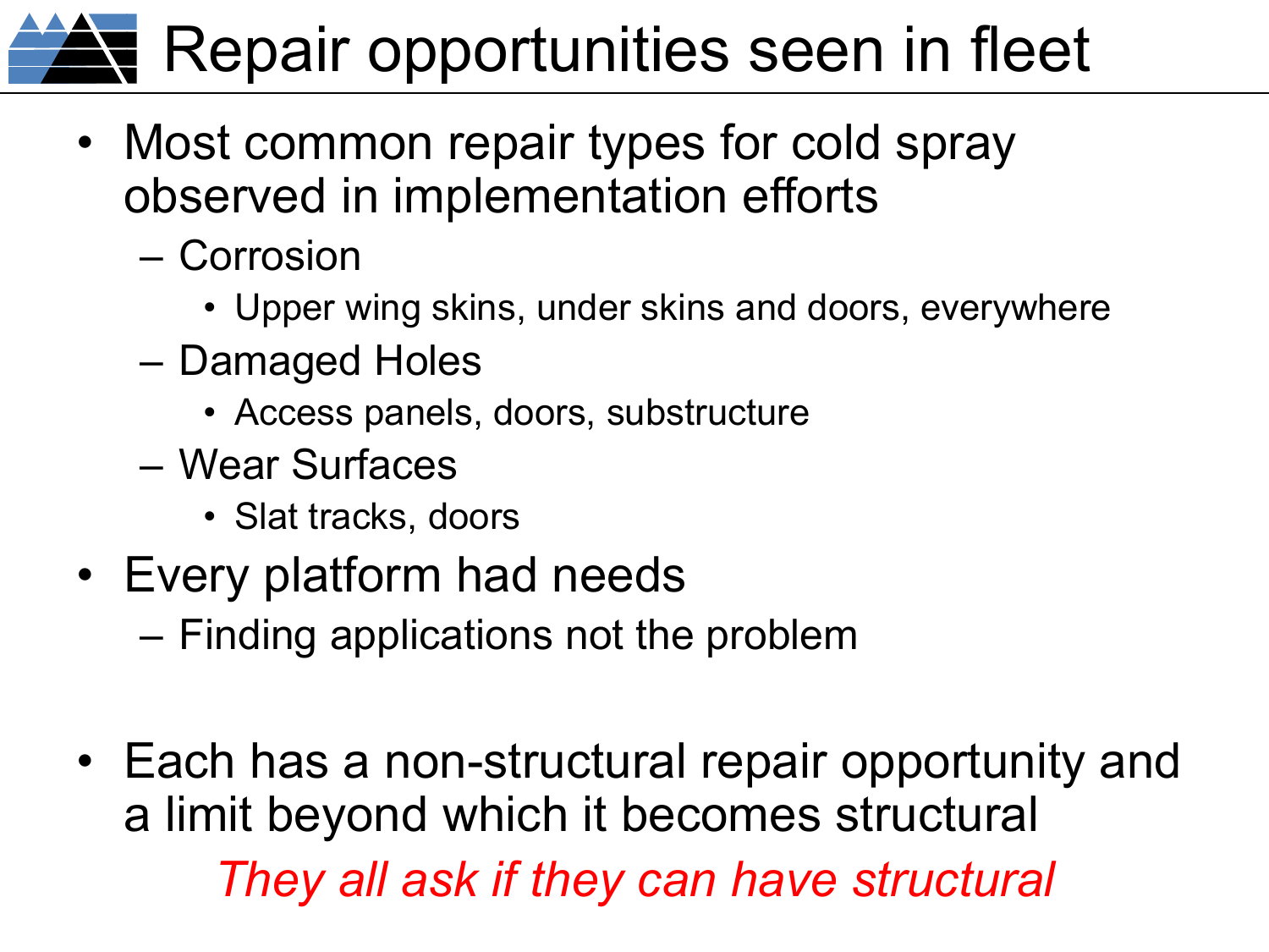# Repair opportunities seen in fleet

- Most common repair types for cold spray observed in implementation efforts
  - Corrosion
    - Upper wing skins, under skins and doors, everywhere
  - Damaged Holes
    - Access panels, doors, substructure
  - Wear Surfaces
    - Slat tracks, doors
- Every platform had needs
  - Finding applications not the problem
- Each has a non-structural repair opportunity and a limit beyond which it becomes structural

*They all ask if they can have structural*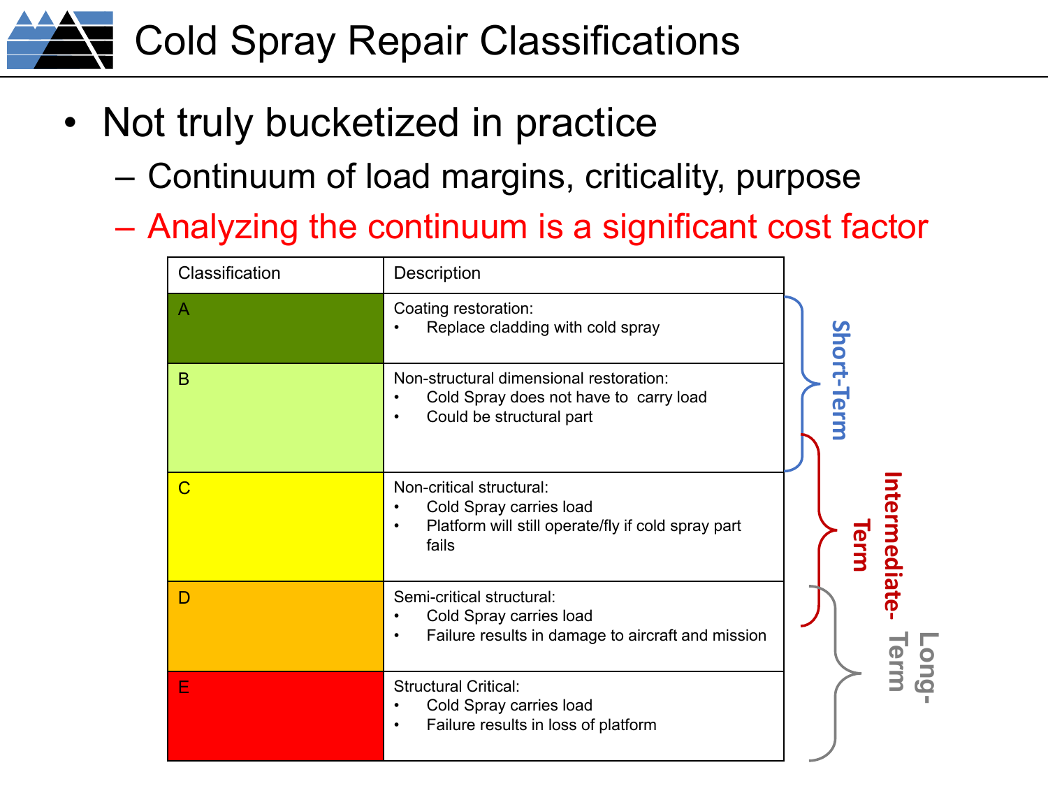# Cold Spray Repair Classifications

- Not truly bucketized in practice
  - Continuum of load margins, criticality, purpose
  - Analyzing the continuum is a significant cost factor

| Classification | Description |
| --- | --- |
| A | Coating restoration:<br>• Replace cladding with cold spray |
| B | Non-structural dimensional restoration:<br>• Cold Spray does not have to carry load<br>• Could be structural part |
| C | Non-critical structural:<br>• Cold Spray carries load<br>• Platform will still operate/fly if cold spray part fails |
| D | Semi-critical structural:<br>• Cold Spray carries load<br>• Failure results in damage to aircraft and mission |
| E | Structural Critical:<br>• Cold Spray carries load<br>• Failure results in loss of platform |

Short-Term (A–B)

Intermediate-Term (B–D)

Long-Term (D–E)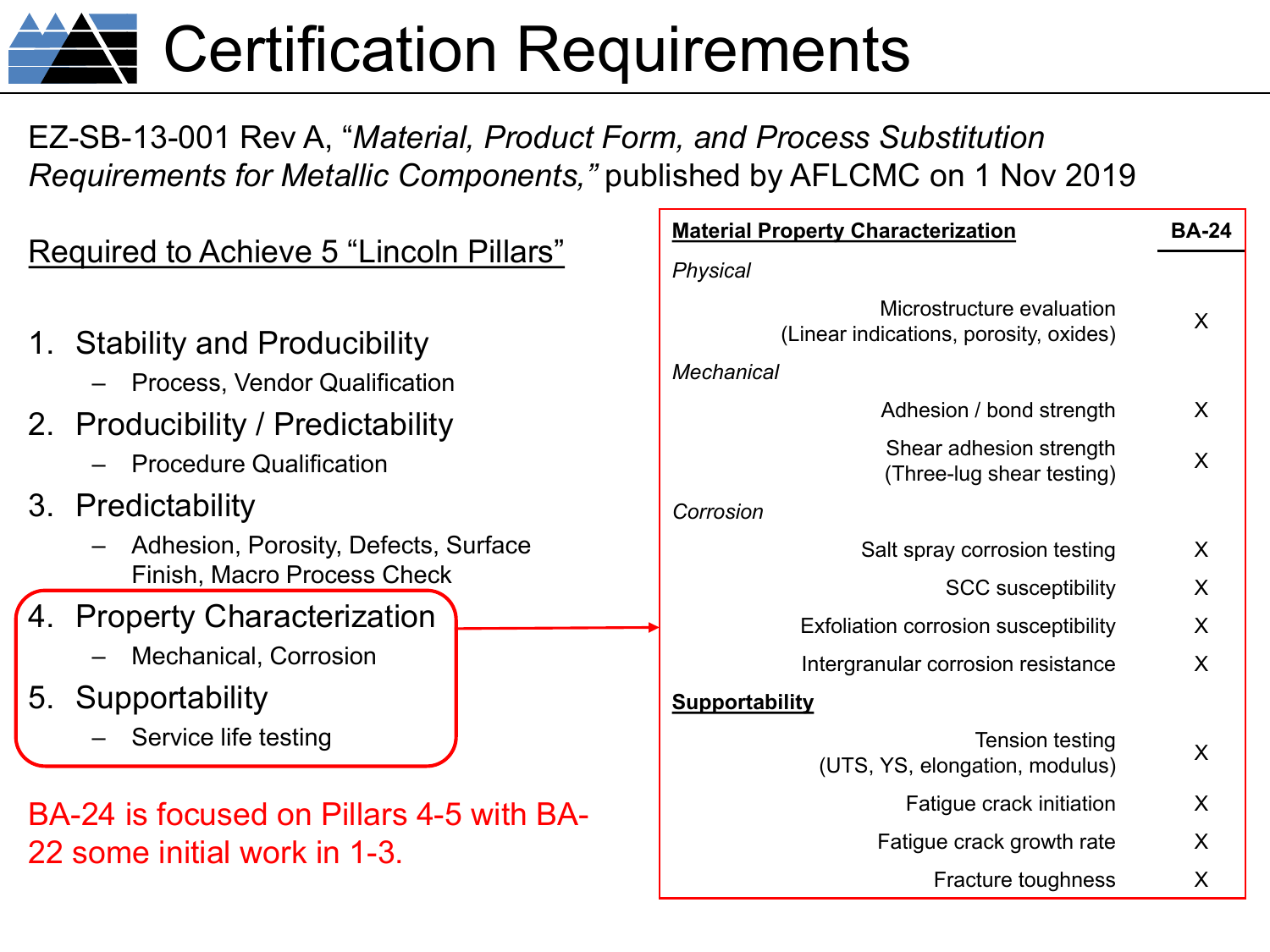# Certification Requirements

EZ-SB-13-001 Rev A, "*Material, Product Form, and Process Substitution Requirements for Metallic Components,*" published by AFLCMC on 1 Nov 2019

## Required to Achieve 5 "Lincoln Pillars"

1. Stability and Producibility
   - Process, Vendor Qualification
2. Producibility / Predictability
   - Procedure Qualification
3. Predictability
   - Adhesion, Porosity, Defects, Surface Finish, Macro Process Check
4. Property Characterization
   - Mechanical, Corrosion
5. Supportability
   - Service life testing

BA-24 is focused on Pillars 4-5 with BA-22 some initial work in 1-3.

| **Material Property Characterization** | **BA-24** |
|---|---|
| *Physical* | |
| Microstructure evaluation (Linear indications, porosity, oxides) | X |
| *Mechanical* | |
| Adhesion / bond strength | X |
| Shear adhesion strength (Three-lug shear testing) | X |
| *Corrosion* | |
| Salt spray corrosion testing | X |
| SCC susceptibility | X |
| Exfoliation corrosion susceptibility | X |
| Intergranular corrosion resistance | X |
| **Supportability** | |
| Tension testing (UTS, YS, elongation, modulus) | X |
| Fatigue crack initiation | X |
| Fatigue crack growth rate | X |
| Fracture toughness | X |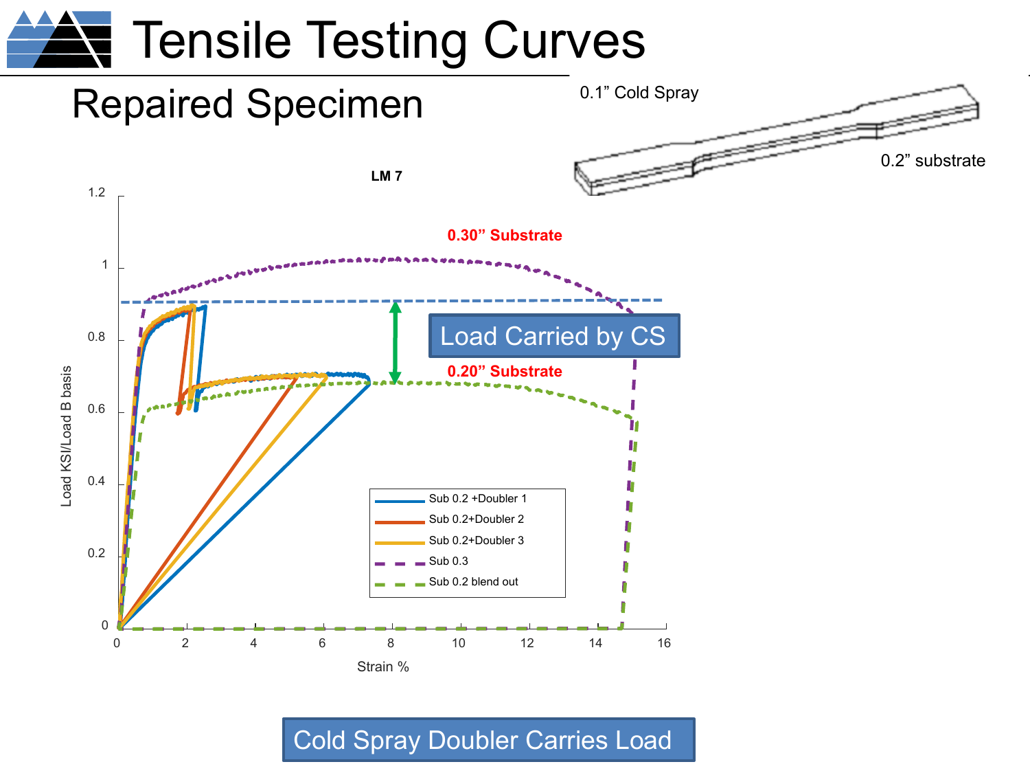# Tensile Testing Curves

## Repaired Specimen

0.1” Cold Spray

0.2” substrate

**LM 7**

0.30” Substrate

Load Carried by CS

0.20” Substrate

Load KSI/Load B basis

Strain %

- Sub 0.2 +Doubler 1
- Sub 0.2+Doubler 2
- Sub 0.2+Doubler 3
- Sub 0.3
- Sub 0.2 blend out

Cold Spray Doubler Carries Load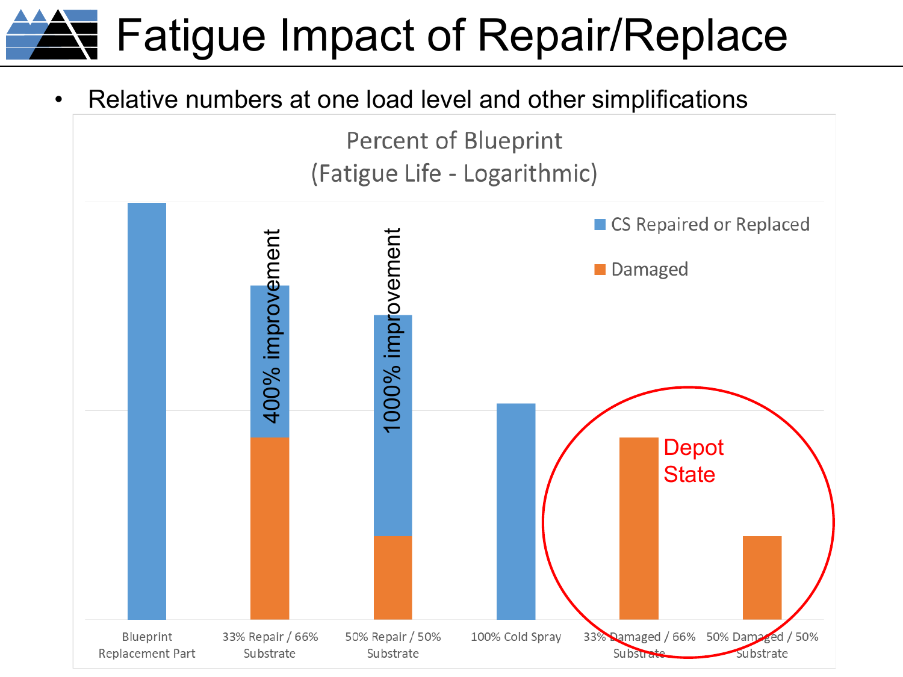# Fatigue Impact of Repair/Replace

- Relative numbers at one load level and other simplifications

Percent of Blueprint
(Fatigue Life - Logarithmic)

- CS Repaired or Replaced
- Damaged

400% improvement

1000% improvement

Depot State

Blueprint Replacement Part | 33% Repair / 66% Substrate | 50% Repair / 50% Substrate | 100% Cold Spray | 33% Damaged / 66% Substrate | 50% Damaged / 50% Substrate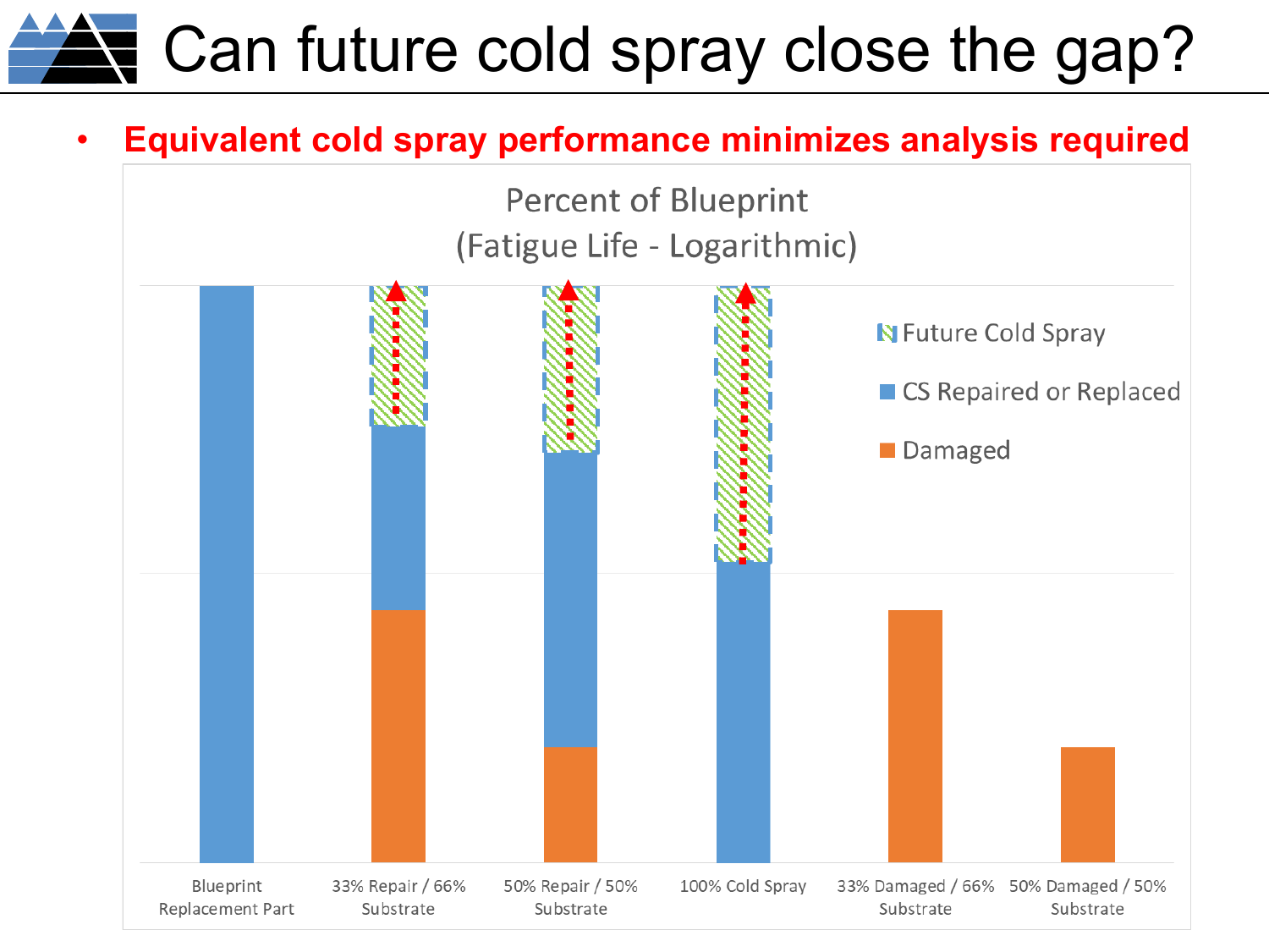# Can future cold spray close the gap?

- **Equivalent cold spray performance minimizes analysis required**

Percent of Blueprint
(Fatigue Life - Logarithmic)

Future Cold Spray

CS Repaired or Replaced

Damaged

Blueprint Replacement Part | 33% Repair / 66% Substrate | 50% Repair / 50% Substrate | 100% Cold Spray | 33% Damaged / 66% Substrate | 50% Damaged / 50% Substrate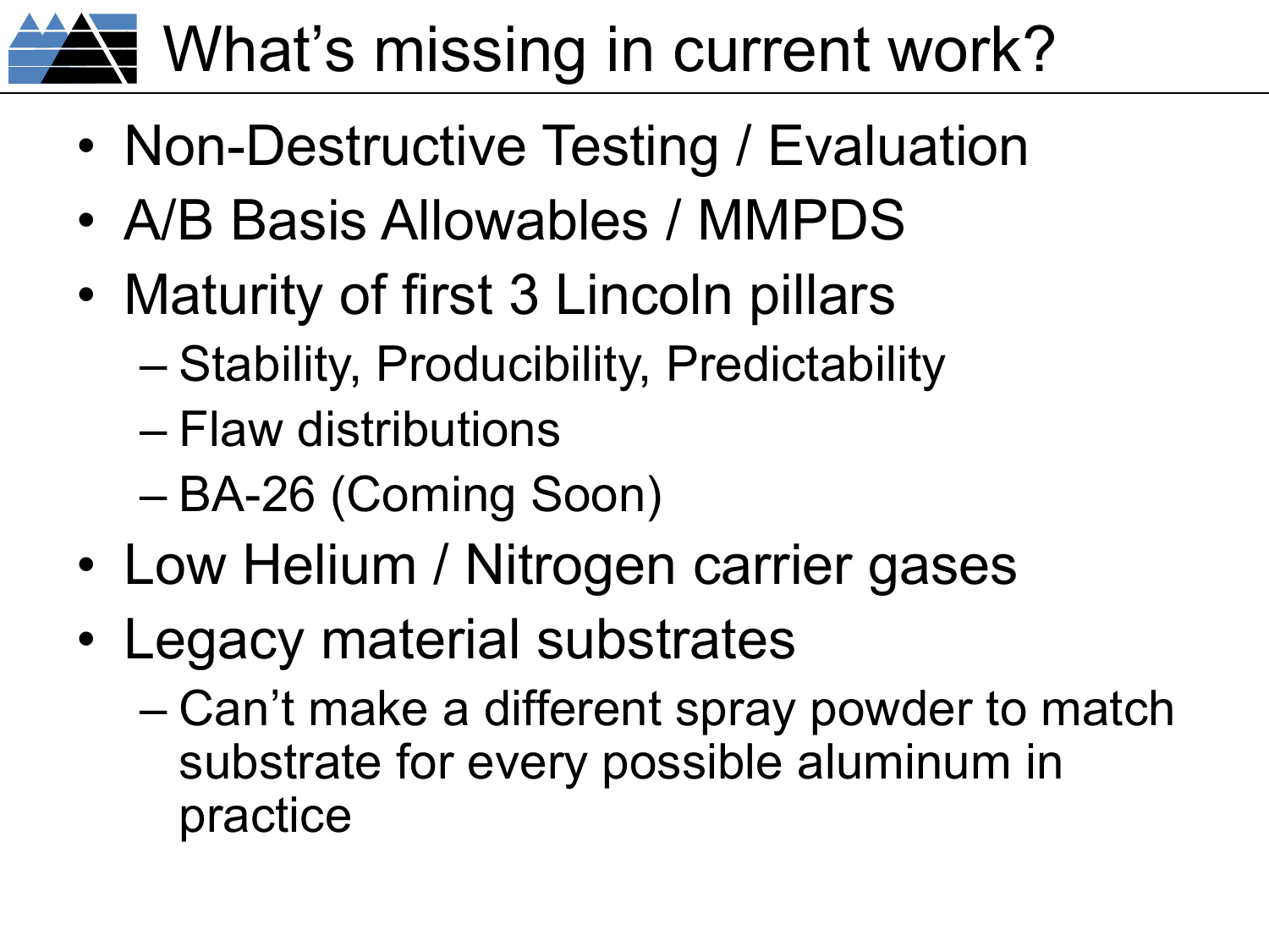# What's missing in current work?

- Non-Destructive Testing / Evaluation
- A/B Basis Allowables / MMPDS
- Maturity of first 3 Lincoln pillars
  - Stability, Producibility, Predictability
  - Flaw distributions
  - BA-26 (Coming Soon)
- Low Helium / Nitrogen carrier gases
- Legacy material substrates
  - Can't make a different spray powder to match substrate for every possible aluminum in practice